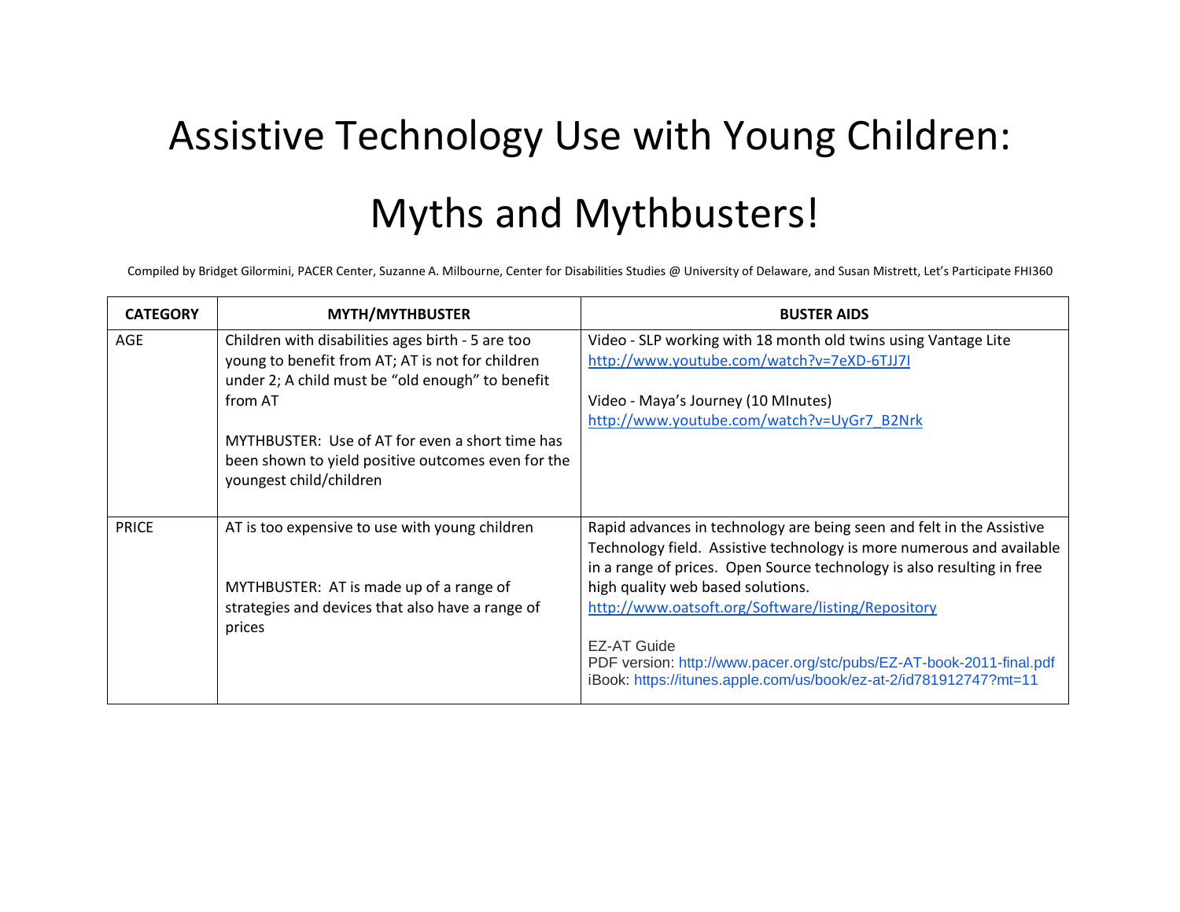# Assistive Technology Use with Young Children:

# Myths and Mythbusters!

Compiled by Bridget Gilormini, PACER Center, Suzanne A. Milbourne, Center for Disabilities Studies @ University of Delaware, and Susan Mistrett, Let's Participate FHI360

| CATEGORY | MYTH/MYTHBUSTER | BUSTER AIDS |
|---|---|---|
| AGE | Children with disabilities ages birth - 5 are too young to benefit from AT; AT is not for children under 2; A child must be "old enough" to benefit from AT<br><br>MYTHBUSTER: Use of AT for even a short time has been shown to yield positive outcomes even for the youngest child/children | Video - SLP working with 18 month old twins using Vantage Lite<br>http://www.youtube.com/watch?v=7eXD-6TJJ7I<br><br>Video - Maya's Journey (10 MInutes)<br>http://www.youtube.com/watch?v=UyGr7_B2Nrk |
| PRICE | AT is too expensive to use with young children<br><br>MYTHBUSTER: AT is made up of a range of strategies and devices that also have a range of prices | Rapid advances in technology are being seen and felt in the Assistive Technology field. Assistive technology is more numerous and available in a range of prices. Open Source technology is also resulting in free high quality web based solutions.<br>http://www.oatsoft.org/Software/listing/Repository<br><br>EZ-AT Guide<br>PDF version: http://www.pacer.org/stc/pubs/EZ-AT-book-2011-final.pdf<br>iBook: https://itunes.apple.com/us/book/ez-at-2/id781912747?mt=11 |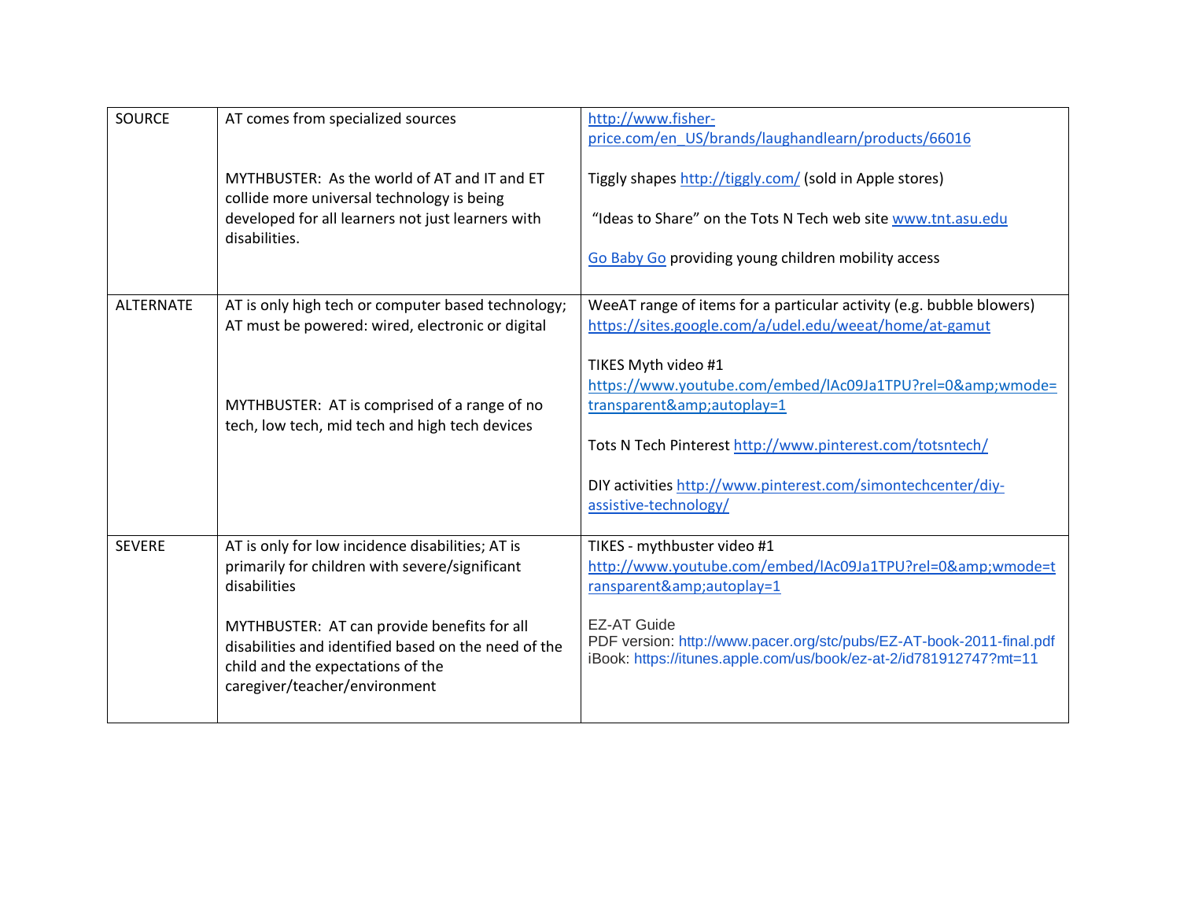| SOURCE | AT comes from specialized sources<br><br>MYTHBUSTER: As the world of AT and IT and ET collide more universal technology is being developed for all learners not just learners with disabilities. | http://www.fisher-price.com/en_US/brands/laughandlearn/products/66016<br><br>Tiggly shapes http://tiggly.com/ (sold in Apple stores)<br><br>"Ideas to Share" on the Tots N Tech web site www.tnt.asu.edu<br><br>Go Baby Go providing young children mobility access |
|---|---|---|
| ALTERNATE | AT is only high tech or computer based technology; AT must be powered: wired, electronic or digital<br><br>MYTHBUSTER: AT is comprised of a range of no tech, low tech, mid tech and high tech devices | WeeAT range of items for a particular activity (e.g. bubble blowers) https://sites.google.com/a/udel.edu/weeat/home/at-gamut<br><br>TIKES Myth video #1 https://www.youtube.com/embed/lAc09Ja1TPU?rel=0&amp;wmode=transparent&amp;autoplay=1<br><br>Tots N Tech Pinterest http://www.pinterest.com/totsntech/<br><br>DIY activities http://www.pinterest.com/simontechcenter/diy-assistive-technology/ |
| SEVERE | AT is only for low incidence disabilities; AT is primarily for children with severe/significant disabilities<br><br>MYTHBUSTER: AT can provide benefits for all disabilities and identified based on the need of the child and the expectations of the caregiver/teacher/environment | TIKES - mythbuster video #1 http://www.youtube.com/embed/lAc09Ja1TPU?rel=0&amp;wmode=transparent&amp;autoplay=1<br><br>EZ-AT Guide<br>PDF version: http://www.pacer.org/stc/pubs/EZ-AT-book-2011-final.pdf<br>iBook: https://itunes.apple.com/us/book/ez-at-2/id781912747?mt=11 |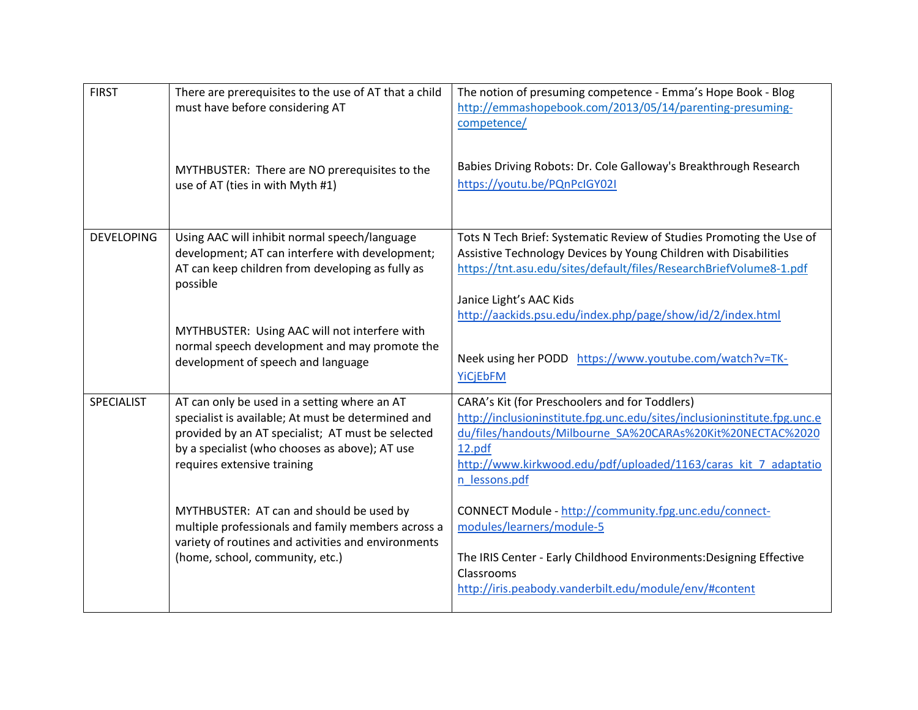| FIRST | There are prerequisites to the use of AT that a child must have before considering AT<br><br>MYTHBUSTER: There are NO prerequisites to the use of AT (ties in with Myth #1) | The notion of presuming competence - Emma's Hope Book - Blog http://emmashopebook.com/2013/05/14/parenting-presuming-competence/<br><br>Babies Driving Robots: Dr. Cole Galloway's Breakthrough Research https://youtu.be/PQnPcIGY02I |
|---|---|---|
| DEVELOPING | Using AAC will inhibit normal speech/language development; AT can interfere with development; AT can keep children from developing as fully as possible<br><br>MYTHBUSTER: Using AAC will not interfere with normal speech development and may promote the development of speech and language | Tots N Tech Brief: Systematic Review of Studies Promoting the Use of Assistive Technology Devices by Young Children with Disabilities https://tnt.asu.edu/sites/default/files/ResearchBriefVolume8-1.pdf<br><br>Janice Light's AAC Kids http://aackids.psu.edu/index.php/page/show/id/2/index.html<br><br>Neek using her PODD https://www.youtube.com/watch?v=TK-YiCjEbFM |
| SPECIALIST | AT can only be used in a setting where an AT specialist is available; At must be determined and provided by an AT specialist; AT must be selected by a specialist (who chooses as above); AT use requires extensive training<br><br>MYTHBUSTER: AT can and should be used by multiple professionals and family members across a variety of routines and activities and environments (home, school, community, etc.) | CARA's Kit (for Preschoolers and for Toddlers) http://inclusioninstitute.fpg.unc.edu/sites/inclusioninstitute.fpg.unc.edu/files/handouts/Milbourne_SA%20CARAs%20Kit%20NECTAC%202012.pdf http://www.kirkwood.edu/pdf/uploaded/1163/caras_kit_7_adaptation_lessons.pdf<br><br>CONNECT Module - http://community.fpg.unc.edu/connect-modules/learners/module-5<br><br>The IRIS Center - Early Childhood Environments:Designing Effective Classrooms http://iris.peabody.vanderbilt.edu/module/env/#content |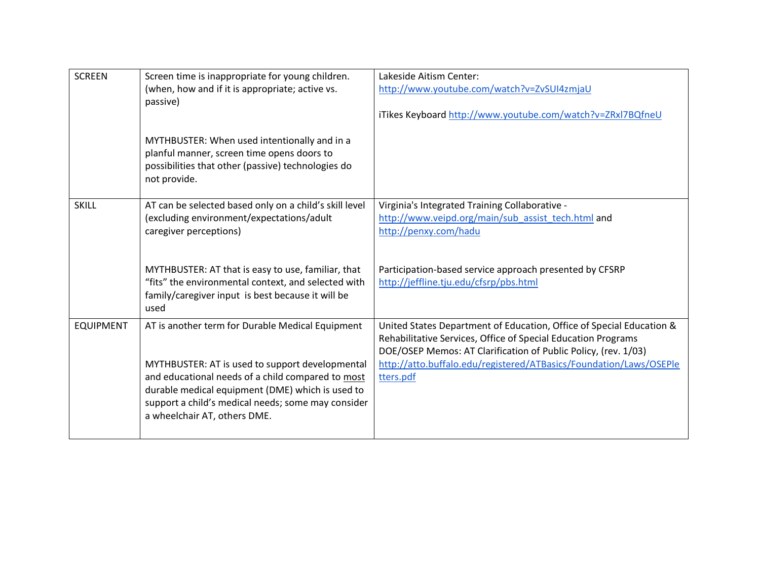| SCREEN | Screen time is inappropriate for young children. (when, how and if it is appropriate; active vs. passive)<br><br>MYTHBUSTER: When used intentionally and in a planful manner, screen time opens doors to possibilities that other (passive) technologies do not provide. | Lakeside Aitism Center: http://www.youtube.com/watch?v=ZvSUI4zmjaU<br><br>iTikes Keyboard http://www.youtube.com/watch?v=ZRxl7BQfneU |
|---|---|---|
| SKILL | AT can be selected based only on a child's skill level (excluding environment/expectations/adult caregiver perceptions)<br><br>MYTHBUSTER: AT that is easy to use, familiar, that "fits" the environmental context, and selected with family/caregiver input is best because it will be used | Virginia's Integrated Training Collaborative - http://www.veipd.org/main/sub_assist_tech.html and http://penxy.com/hadu<br><br>Participation-based service approach presented by CFSRP http://jeffline.tju.edu/cfsrp/pbs.html |
| EQUIPMENT | AT is another term for Durable Medical Equipment<br><br>MYTHBUSTER: AT is used to support developmental and educational needs of a child compared to <u>most</u> durable medical equipment (DME) which is used to support a child's medical needs; some may consider a wheelchair AT, others DME. | United States Department of Education, Office of Special Education & Rehabilitative Services, Office of Special Education Programs DOE/OSEP Memos: AT Clarification of Public Policy, (rev. 1/03) http://atto.buffalo.edu/registered/ATBasics/Foundation/Laws/OSEPletters.pdf |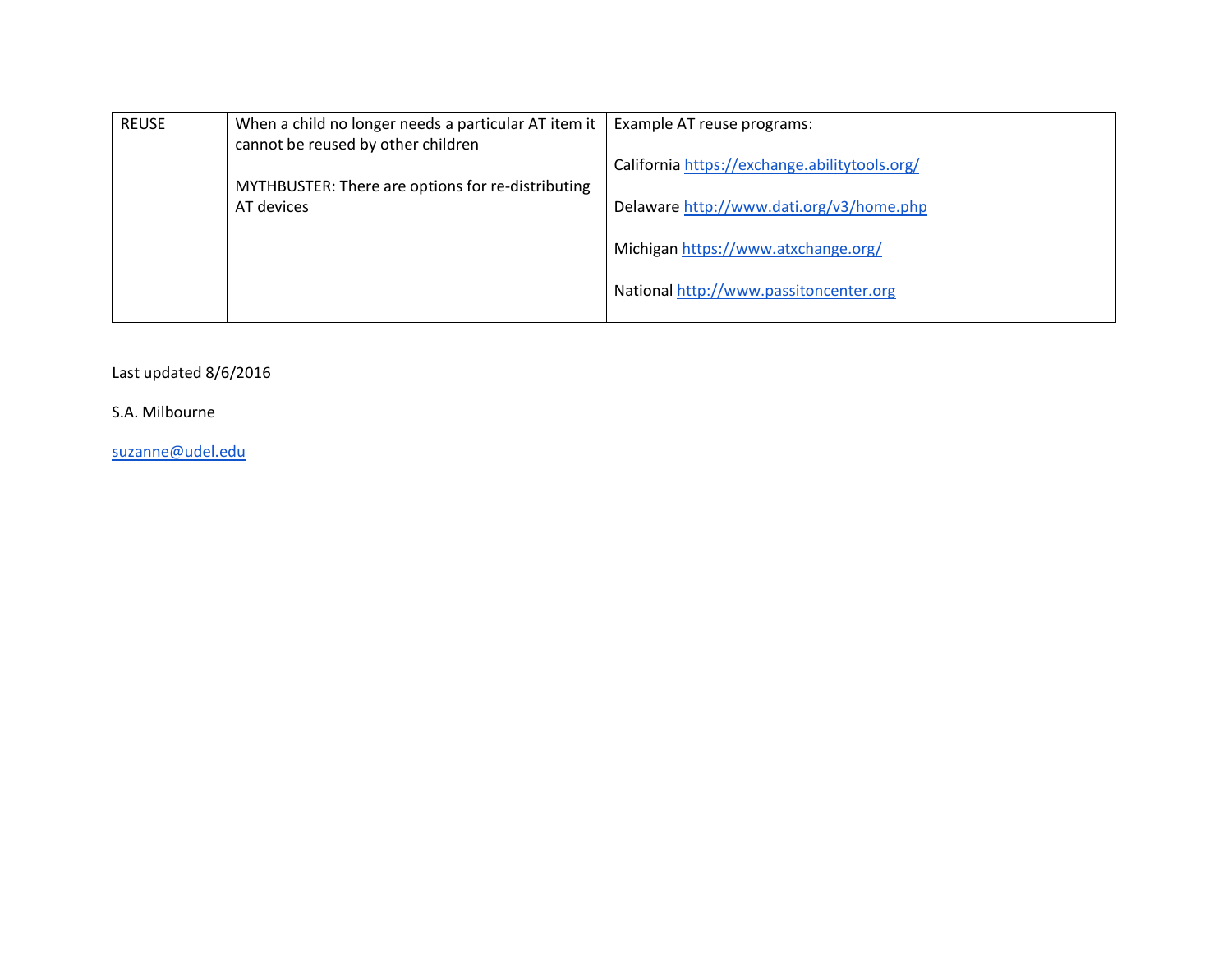| | | |
|---|---|---|
| REUSE | When a child no longer needs a particular AT item it cannot be reused by other children<br><br>MYTHBUSTER: There are options for re-distributing AT devices | Example AT reuse programs:<br><br>California https://exchange.abilitytools.org/<br><br>Delaware http://www.dati.org/v3/home.php<br><br>Michigan https://www.atxchange.org/<br><br>National http://www.passitoncenter.org |

Last updated 8/6/2016

S.A. Milbourne

suzanne@udel.edu